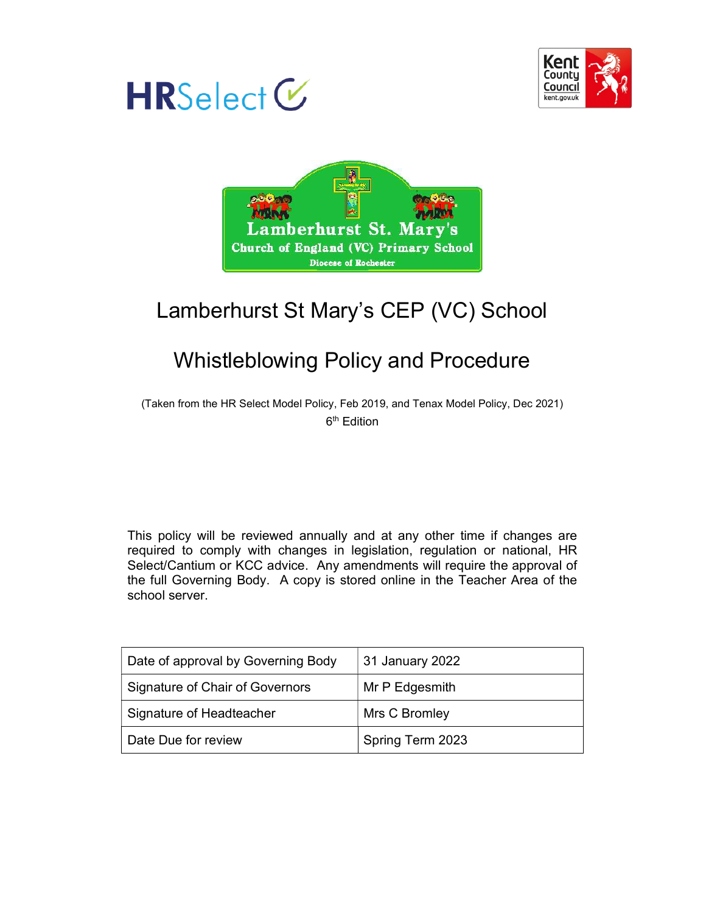# Lamberhurst St Mary's CEP (VC) School

## Whistleblowing Policy and Procedure

(Taken from the HR Select Model Policy, Feb 2019, and Tenax Model Policy, Dec 2021)

6th Edition

This policy will be reviewed annually and at any other time if changes are required to comply with changes in legislation, regulation or national, HR Select/Cantium or KCC advice. Any amendments will require the approval of the full Governing Body. A copy is stored online in the Teacher Area of the school server.

| Date of approval by Governing Body | 31 January 2022 |
|---|---|
| Signature of Chair of Governors | Mr P Edgesmith |
| Signature of Headteacher | Mrs C Bromley |
| Date Due for review | Spring Term 2023 |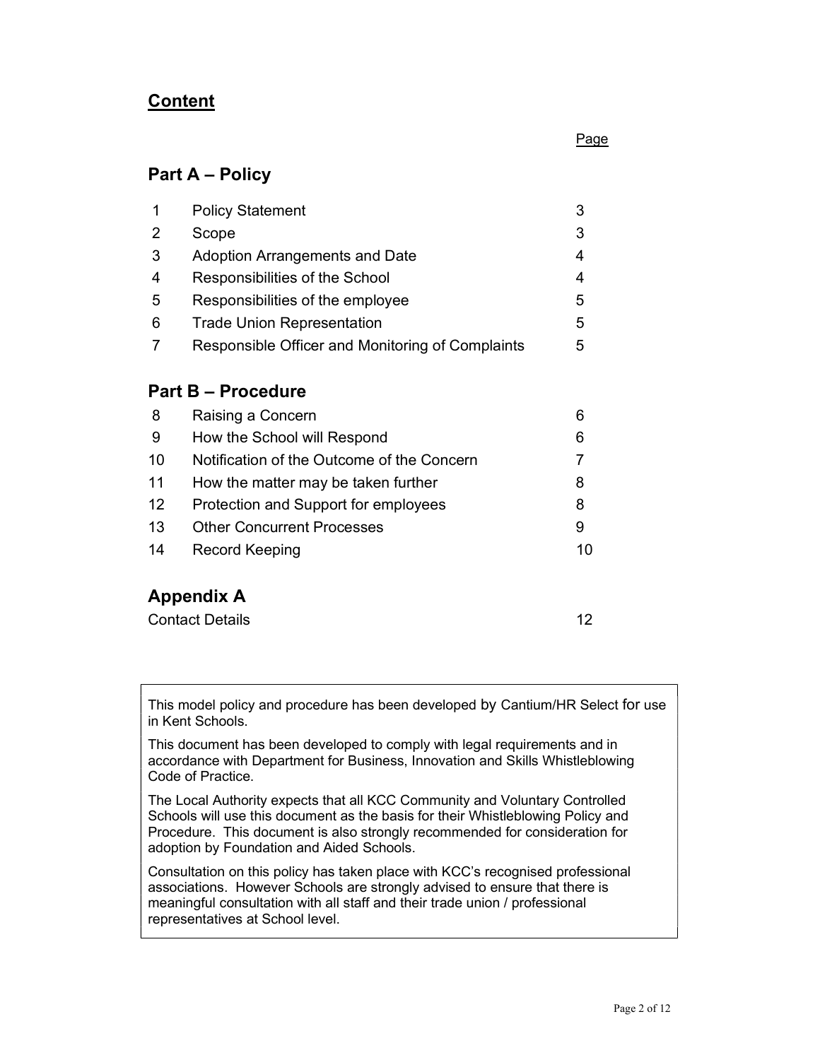# Content

| | | Page |
|---|---|---|
| **Part A – Policy** | | |
| 1 | Policy Statement | 3 |
| 2 | Scope | 3 |
| 3 | Adoption Arrangements and Date | 4 |
| 4 | Responsibilities of the School | 4 |
| 5 | Responsibilities of the employee | 5 |
| 6 | Trade Union Representation | 5 |
| 7 | Responsible Officer and Monitoring of Complaints | 5 |
| **Part B – Procedure** | | |
| 8 | Raising a Concern | 6 |
| 9 | How the School will Respond | 6 |
| 10 | Notification of the Outcome of the Concern | 7 |
| 11 | How the matter may be taken further | 8 |
| 12 | Protection and Support for employees | 8 |
| 13 | Other Concurrent Processes | 9 |
| 14 | Record Keeping | 10 |
| **Appendix A** | | |
| | Contact Details | 12 |

This model policy and procedure has been developed by Cantium/HR Select for use in Kent Schools.

This document has been developed to comply with legal requirements and in accordance with Department for Business, Innovation and Skills Whistleblowing Code of Practice.

The Local Authority expects that all KCC Community and Voluntary Controlled Schools will use this document as the basis for their Whistleblowing Policy and Procedure. This document is also strongly recommended for consideration for adoption by Foundation and Aided Schools.

Consultation on this policy has taken place with KCC's recognised professional associations. However Schools are strongly advised to ensure that there is meaningful consultation with all staff and their trade union / professional representatives at School level.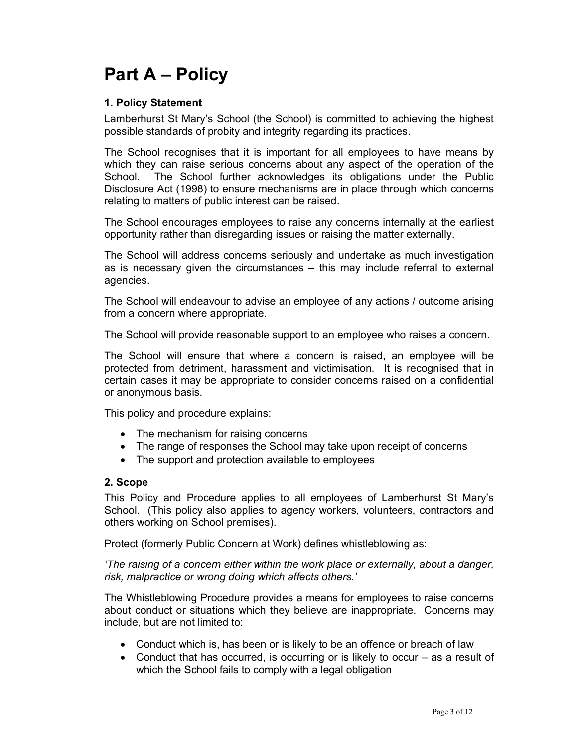# Part A – Policy

### 1. Policy Statement

Lamberhurst St Mary's School (the School) is committed to achieving the highest possible standards of probity and integrity regarding its practices.

The School recognises that it is important for all employees to have means by which they can raise serious concerns about any aspect of the operation of the School. The School further acknowledges its obligations under the Public Disclosure Act (1998) to ensure mechanisms are in place through which concerns relating to matters of public interest can be raised.

The School encourages employees to raise any concerns internally at the earliest opportunity rather than disregarding issues or raising the matter externally.

The School will address concerns seriously and undertake as much investigation as is necessary given the circumstances – this may include referral to external agencies.

The School will endeavour to advise an employee of any actions / outcome arising from a concern where appropriate.

The School will provide reasonable support to an employee who raises a concern.

The School will ensure that where a concern is raised, an employee will be protected from detriment, harassment and victimisation. It is recognised that in certain cases it may be appropriate to consider concerns raised on a confidential or anonymous basis.

This policy and procedure explains:

- The mechanism for raising concerns
- The range of responses the School may take upon receipt of concerns
- The support and protection available to employees

### 2. Scope

This Policy and Procedure applies to all employees of Lamberhurst St Mary's School. (This policy also applies to agency workers, volunteers, contractors and others working on School premises).

Protect (formerly Public Concern at Work) defines whistleblowing as:

*'The raising of a concern either within the work place or externally, about a danger, risk, malpractice or wrong doing which affects others.'*

The Whistleblowing Procedure provides a means for employees to raise concerns about conduct or situations which they believe are inappropriate. Concerns may include, but are not limited to:

- Conduct which is, has been or is likely to be an offence or breach of law
- Conduct that has occurred, is occurring or is likely to occur – as a result of which the School fails to comply with a legal obligation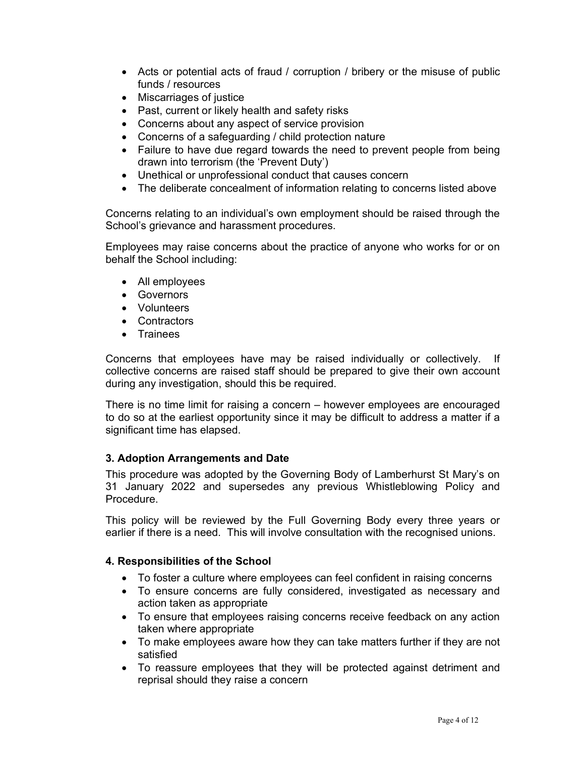- Acts or potential acts of fraud / corruption / bribery or the misuse of public funds / resources
- Miscarriages of justice
- Past, current or likely health and safety risks
- Concerns about any aspect of service provision
- Concerns of a safeguarding / child protection nature
- Failure to have due regard towards the need to prevent people from being drawn into terrorism (the 'Prevent Duty')
- Unethical or unprofessional conduct that causes concern
- The deliberate concealment of information relating to concerns listed above

Concerns relating to an individual's own employment should be raised through the School's grievance and harassment procedures.

Employees may raise concerns about the practice of anyone who works for or on behalf the School including:

- All employees
- Governors
- Volunteers
- Contractors
- Trainees

Concerns that employees have may be raised individually or collectively. If collective concerns are raised staff should be prepared to give their own account during any investigation, should this be required.

There is no time limit for raising a concern – however employees are encouraged to do so at the earliest opportunity since it may be difficult to address a matter if a significant time has elapsed.

### 3. Adoption Arrangements and Date

This procedure was adopted by the Governing Body of Lamberhurst St Mary's on 31 January 2022 and supersedes any previous Whistleblowing Policy and Procedure.

This policy will be reviewed by the Full Governing Body every three years or earlier if there is a need. This will involve consultation with the recognised unions.

### 4. Responsibilities of the School

- To foster a culture where employees can feel confident in raising concerns
- To ensure concerns are fully considered, investigated as necessary and action taken as appropriate
- To ensure that employees raising concerns receive feedback on any action taken where appropriate
- To make employees aware how they can take matters further if they are not satisfied
- To reassure employees that they will be protected against detriment and reprisal should they raise a concern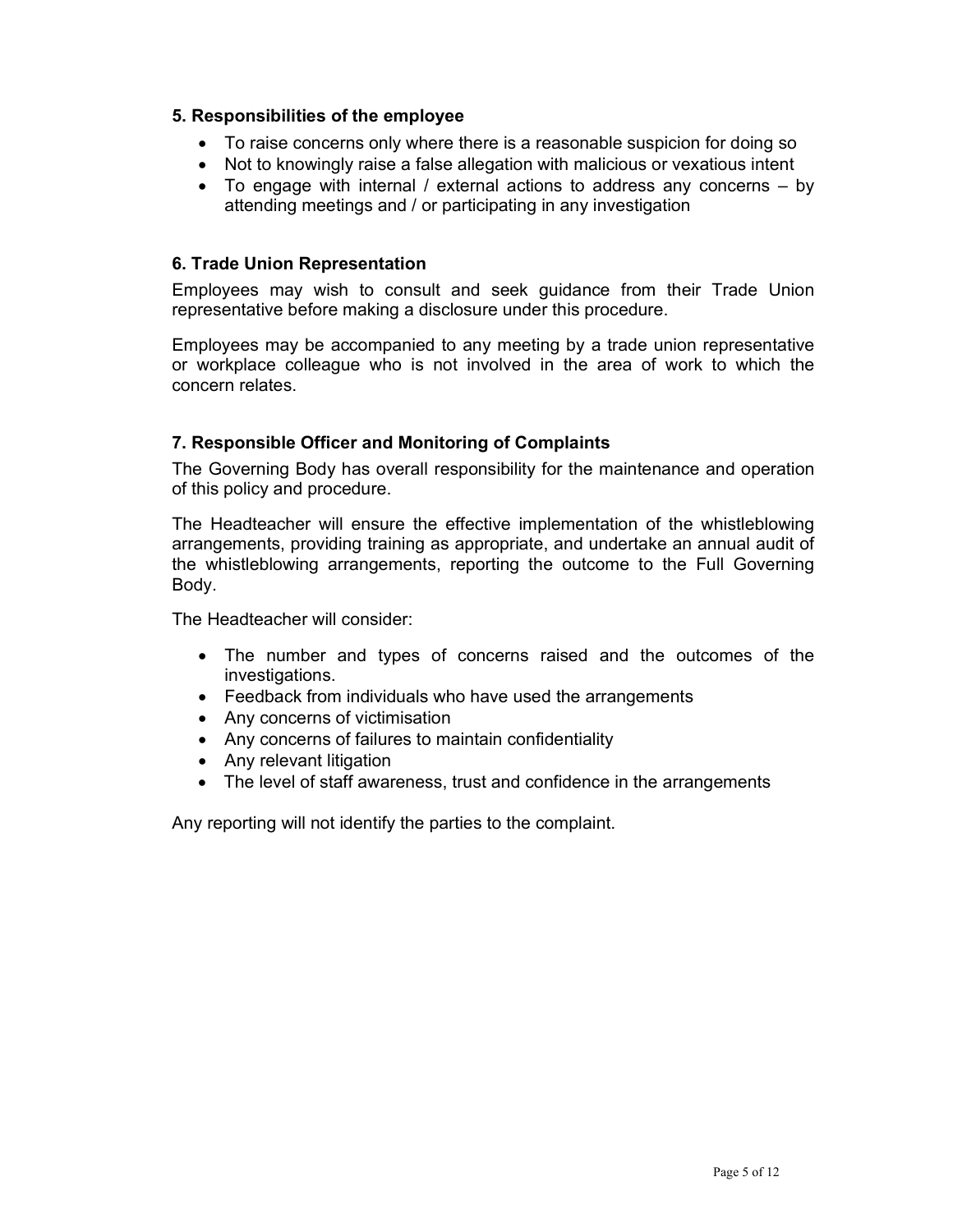### 5. Responsibilities of the employee

- To raise concerns only where there is a reasonable suspicion for doing so
- Not to knowingly raise a false allegation with malicious or vexatious intent
- To engage with internal / external actions to address any concerns – by attending meetings and / or participating in any investigation

### 6. Trade Union Representation

Employees may wish to consult and seek guidance from their Trade Union representative before making a disclosure under this procedure.

Employees may be accompanied to any meeting by a trade union representative or workplace colleague who is not involved in the area of work to which the concern relates.

### 7. Responsible Officer and Monitoring of Complaints

The Governing Body has overall responsibility for the maintenance and operation of this policy and procedure.

The Headteacher will ensure the effective implementation of the whistleblowing arrangements, providing training as appropriate, and undertake an annual audit of the whistleblowing arrangements, reporting the outcome to the Full Governing Body.

The Headteacher will consider:

- The number and types of concerns raised and the outcomes of the investigations.
- Feedback from individuals who have used the arrangements
- Any concerns of victimisation
- Any concerns of failures to maintain confidentiality
- Any relevant litigation
- The level of staff awareness, trust and confidence in the arrangements

Any reporting will not identify the parties to the complaint.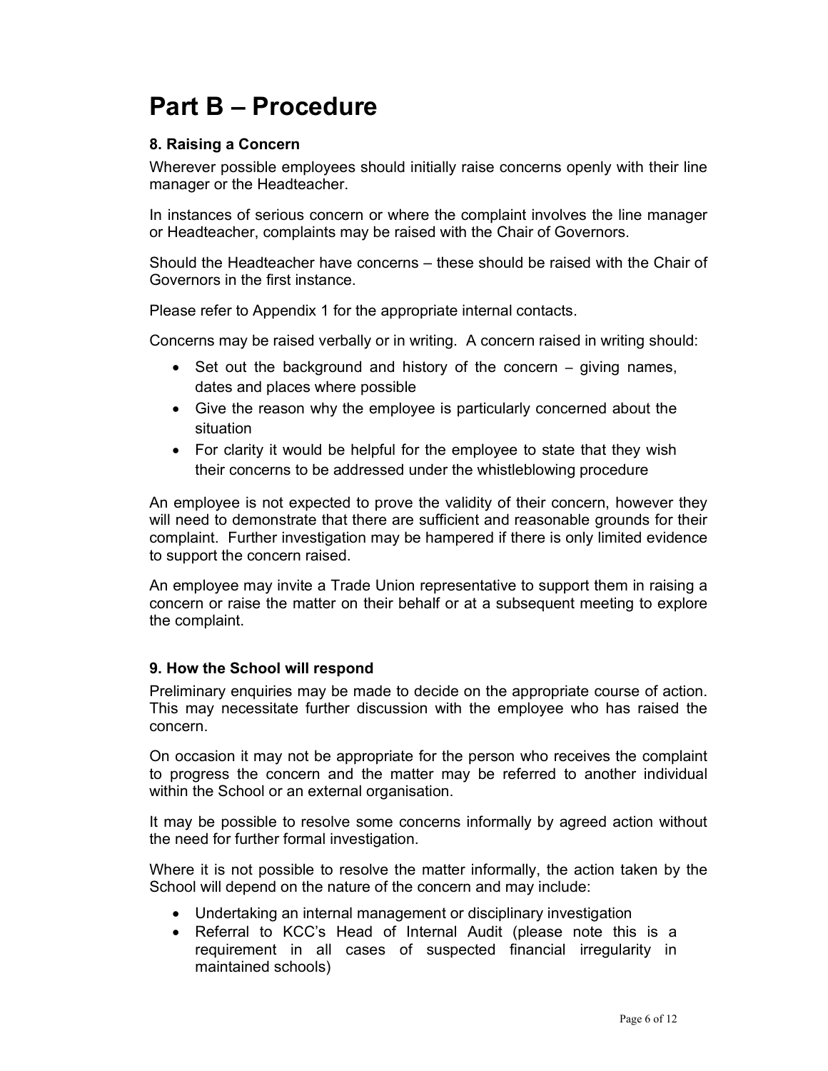# Part B – Procedure

### 8. Raising a Concern

Wherever possible employees should initially raise concerns openly with their line manager or the Headteacher.

In instances of serious concern or where the complaint involves the line manager or Headteacher, complaints may be raised with the Chair of Governors.

Should the Headteacher have concerns – these should be raised with the Chair of Governors in the first instance.

Please refer to Appendix 1 for the appropriate internal contacts.

Concerns may be raised verbally or in writing. A concern raised in writing should:

- Set out the background and history of the concern – giving names, dates and places where possible
- Give the reason why the employee is particularly concerned about the situation
- For clarity it would be helpful for the employee to state that they wish their concerns to be addressed under the whistleblowing procedure

An employee is not expected to prove the validity of their concern, however they will need to demonstrate that there are sufficient and reasonable grounds for their complaint. Further investigation may be hampered if there is only limited evidence to support the concern raised.

An employee may invite a Trade Union representative to support them in raising a concern or raise the matter on their behalf or at a subsequent meeting to explore the complaint.

### 9. How the School will respond

Preliminary enquiries may be made to decide on the appropriate course of action. This may necessitate further discussion with the employee who has raised the concern.

On occasion it may not be appropriate for the person who receives the complaint to progress the concern and the matter may be referred to another individual within the School or an external organisation.

It may be possible to resolve some concerns informally by agreed action without the need for further formal investigation.

Where it is not possible to resolve the matter informally, the action taken by the School will depend on the nature of the concern and may include:

- Undertaking an internal management or disciplinary investigation
- Referral to KCC's Head of Internal Audit (please note this is a requirement in all cases of suspected financial irregularity in maintained schools)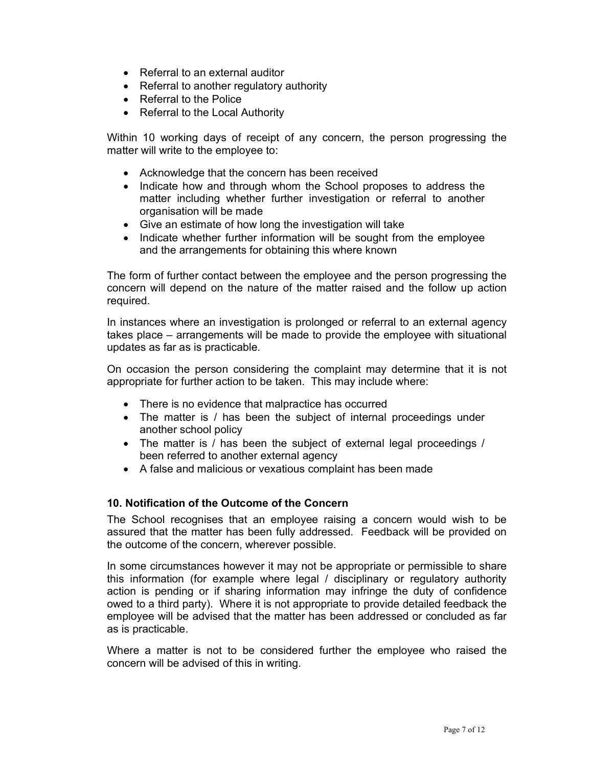- Referral to an external auditor
- Referral to another regulatory authority
- Referral to the Police
- Referral to the Local Authority

Within 10 working days of receipt of any concern, the person progressing the matter will write to the employee to:

- Acknowledge that the concern has been received
- Indicate how and through whom the School proposes to address the matter including whether further investigation or referral to another organisation will be made
- Give an estimate of how long the investigation will take
- Indicate whether further information will be sought from the employee and the arrangements for obtaining this where known

The form of further contact between the employee and the person progressing the concern will depend on the nature of the matter raised and the follow up action required.

In instances where an investigation is prolonged or referral to an external agency takes place – arrangements will be made to provide the employee with situational updates as far as is practicable.

On occasion the person considering the complaint may determine that it is not appropriate for further action to be taken. This may include where:

- There is no evidence that malpractice has occurred
- The matter is / has been the subject of internal proceedings under another school policy
- The matter is / has been the subject of external legal proceedings / been referred to another external agency
- A false and malicious or vexatious complaint has been made

### 10. Notification of the Outcome of the Concern

The School recognises that an employee raising a concern would wish to be assured that the matter has been fully addressed. Feedback will be provided on the outcome of the concern, wherever possible.

In some circumstances however it may not be appropriate or permissible to share this information (for example where legal / disciplinary or regulatory authority action is pending or if sharing information may infringe the duty of confidence owed to a third party). Where it is not appropriate to provide detailed feedback the employee will be advised that the matter has been addressed or concluded as far as is practicable.

Where a matter is not to be considered further the employee who raised the concern will be advised of this in writing.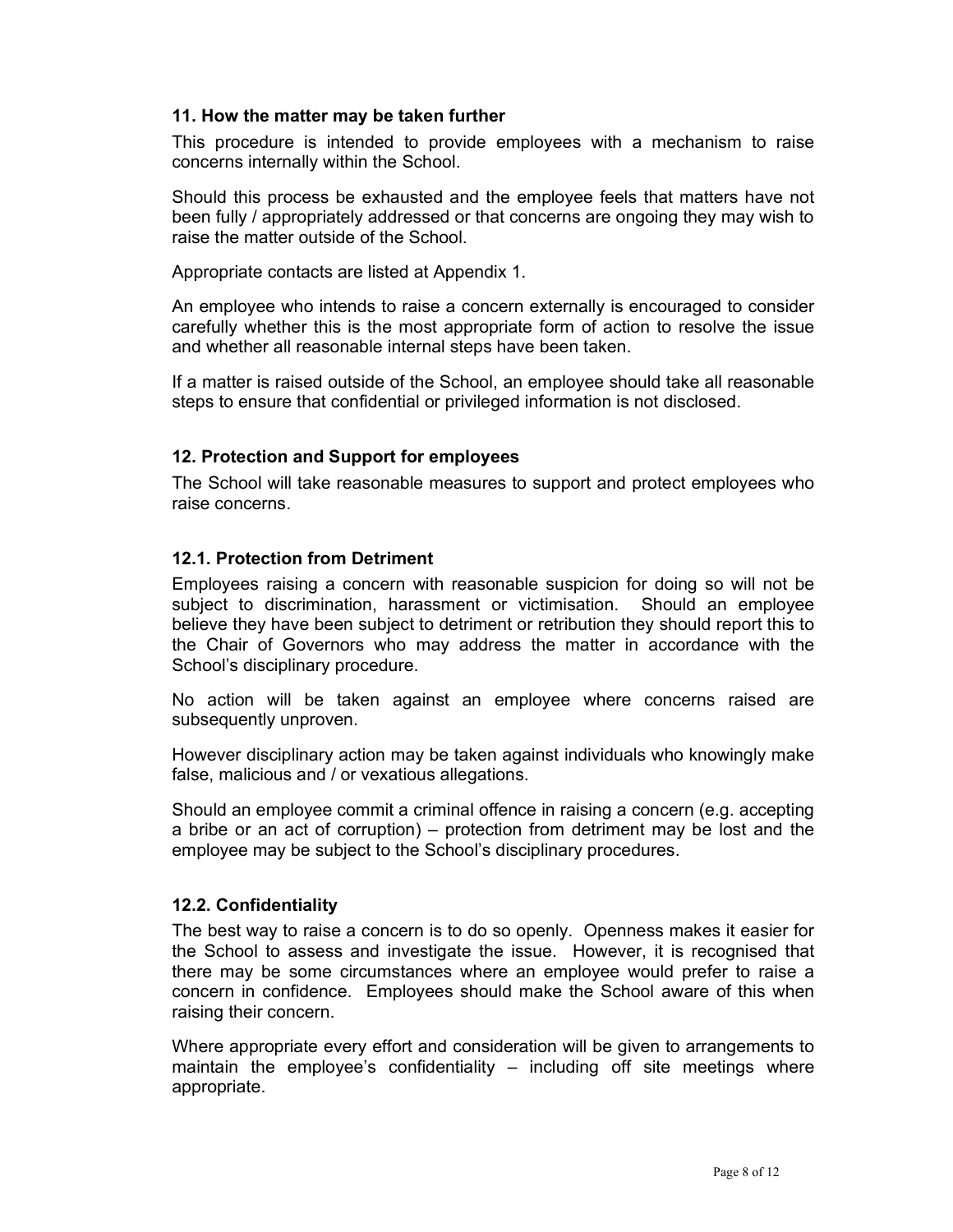### 11. How the matter may be taken further

This procedure is intended to provide employees with a mechanism to raise concerns internally within the School.

Should this process be exhausted and the employee feels that matters have not been fully / appropriately addressed or that concerns are ongoing they may wish to raise the matter outside of the School.

Appropriate contacts are listed at Appendix 1.

An employee who intends to raise a concern externally is encouraged to consider carefully whether this is the most appropriate form of action to resolve the issue and whether all reasonable internal steps have been taken.

If a matter is raised outside of the School, an employee should take all reasonable steps to ensure that confidential or privileged information is not disclosed.

### 12. Protection and Support for employees

The School will take reasonable measures to support and protect employees who raise concerns.

#### 12.1. Protection from Detriment

Employees raising a concern with reasonable suspicion for doing so will not be subject to discrimination, harassment or victimisation. Should an employee believe they have been subject to detriment or retribution they should report this to the Chair of Governors who may address the matter in accordance with the School's disciplinary procedure.

No action will be taken against an employee where concerns raised are subsequently unproven.

However disciplinary action may be taken against individuals who knowingly make false, malicious and / or vexatious allegations.

Should an employee commit a criminal offence in raising a concern (e.g. accepting a bribe or an act of corruption) – protection from detriment may be lost and the employee may be subject to the School's disciplinary procedures.

#### 12.2. Confidentiality

The best way to raise a concern is to do so openly. Openness makes it easier for the School to assess and investigate the issue. However, it is recognised that there may be some circumstances where an employee would prefer to raise a concern in confidence. Employees should make the School aware of this when raising their concern.

Where appropriate every effort and consideration will be given to arrangements to maintain the employee's confidentiality – including off site meetings where appropriate.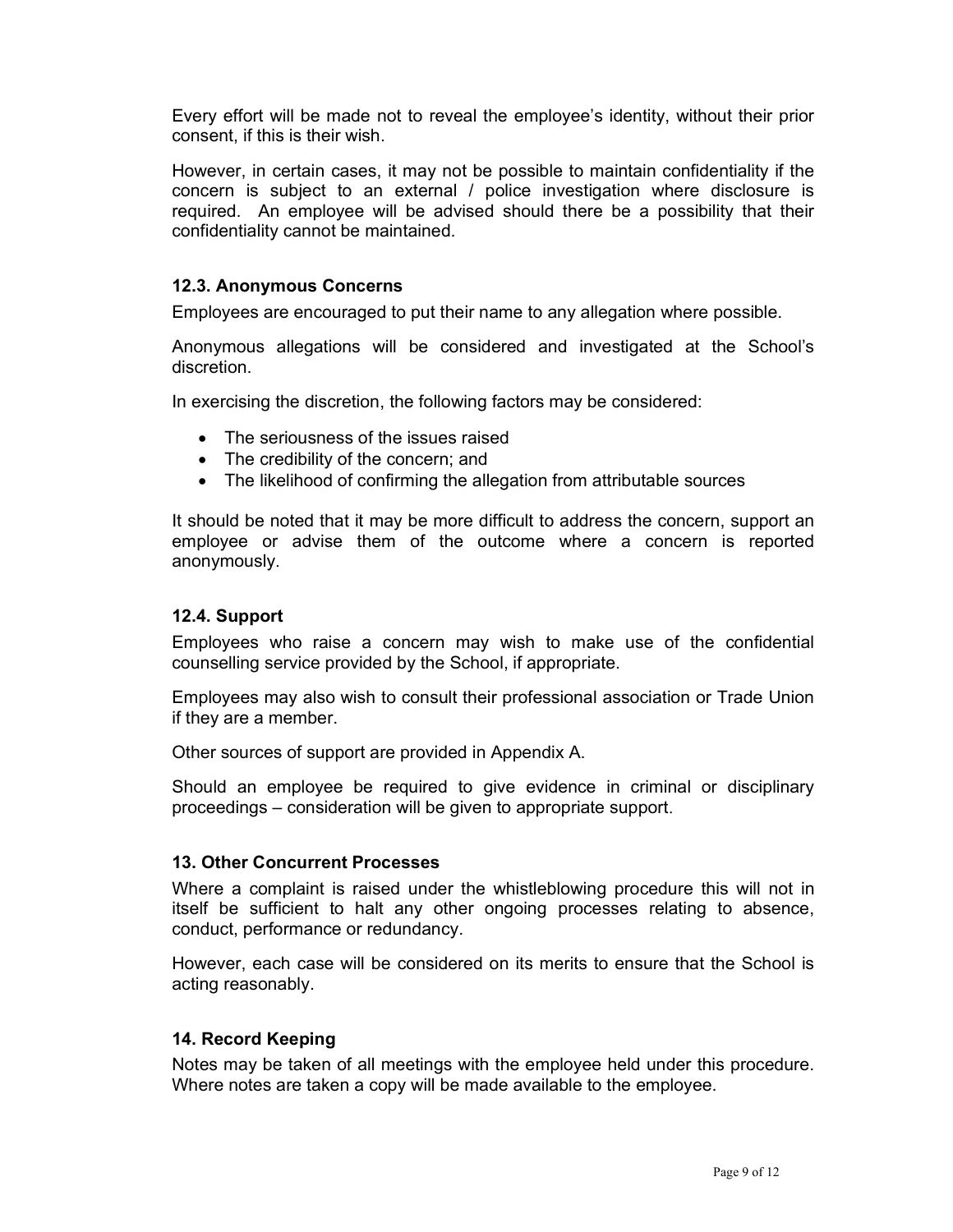Every effort will be made not to reveal the employee's identity, without their prior consent, if this is their wish.

However, in certain cases, it may not be possible to maintain confidentiality if the concern is subject to an external / police investigation where disclosure is required. An employee will be advised should there be a possibility that their confidentiality cannot be maintained.

### 12.3. Anonymous Concerns

Employees are encouraged to put their name to any allegation where possible.

Anonymous allegations will be considered and investigated at the School's discretion.

In exercising the discretion, the following factors may be considered:

- The seriousness of the issues raised
- The credibility of the concern; and
- The likelihood of confirming the allegation from attributable sources

It should be noted that it may be more difficult to address the concern, support an employee or advise them of the outcome where a concern is reported anonymously.

### 12.4. Support

Employees who raise a concern may wish to make use of the confidential counselling service provided by the School, if appropriate.

Employees may also wish to consult their professional association or Trade Union if they are a member.

Other sources of support are provided in Appendix A.

Should an employee be required to give evidence in criminal or disciplinary proceedings – consideration will be given to appropriate support.

## 13. Other Concurrent Processes

Where a complaint is raised under the whistleblowing procedure this will not in itself be sufficient to halt any other ongoing processes relating to absence, conduct, performance or redundancy.

However, each case will be considered on its merits to ensure that the School is acting reasonably.

## 14. Record Keeping

Notes may be taken of all meetings with the employee held under this procedure. Where notes are taken a copy will be made available to the employee.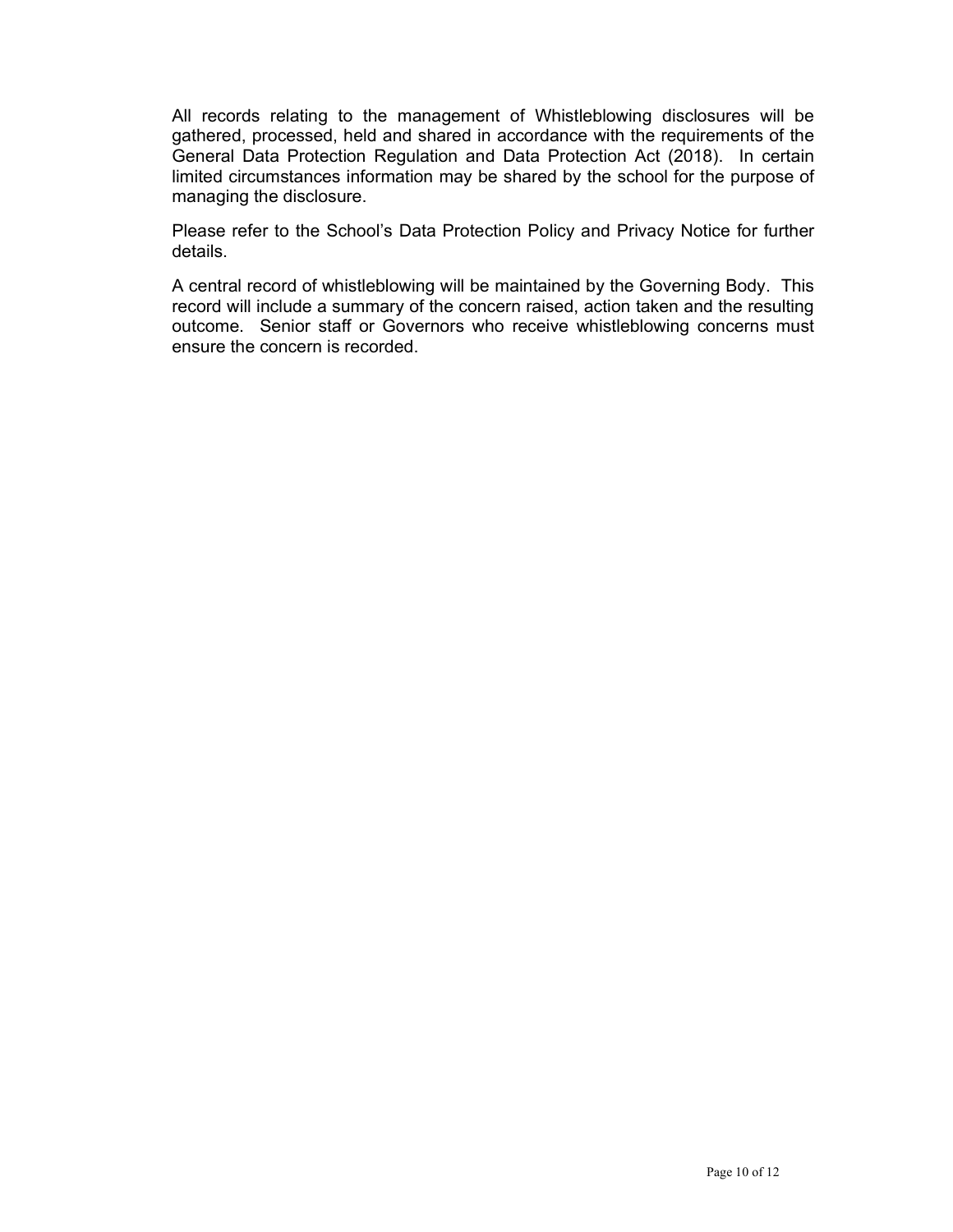All records relating to the management of Whistleblowing disclosures will be gathered, processed, held and shared in accordance with the requirements of the General Data Protection Regulation and Data Protection Act (2018). In certain limited circumstances information may be shared by the school for the purpose of managing the disclosure.

Please refer to the School's Data Protection Policy and Privacy Notice for further details.

A central record of whistleblowing will be maintained by the Governing Body. This record will include a summary of the concern raised, action taken and the resulting outcome. Senior staff or Governors who receive whistleblowing concerns must ensure the concern is recorded.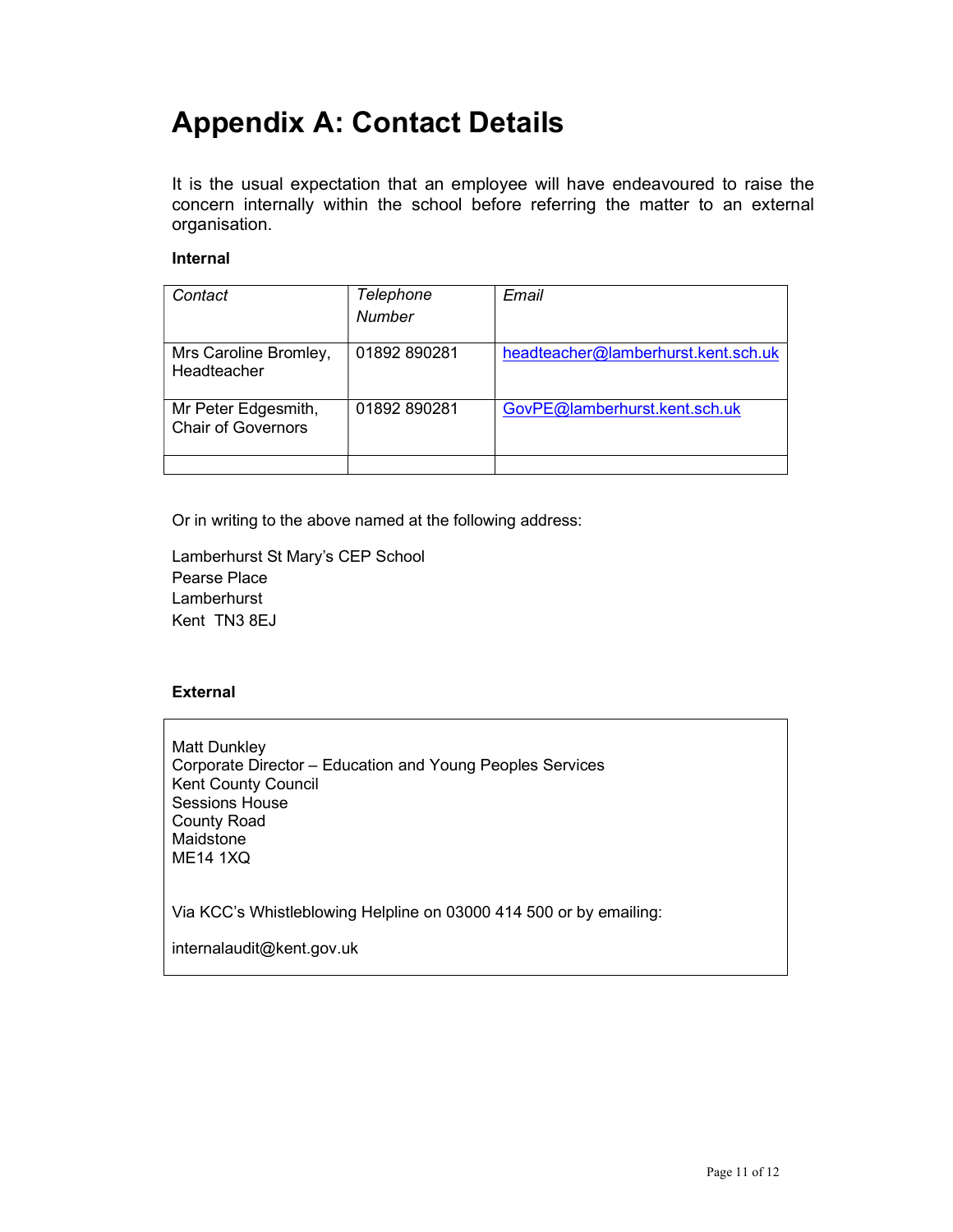# Appendix A: Contact Details

It is the usual expectation that an employee will have endeavoured to raise the concern internally within the school before referring the matter to an external organisation.

**Internal**

| *Contact* | *Telephone Number* | *Email* |
|---|---|---|
| Mrs Caroline Bromley, Headteacher | 01892 890281 | headteacher@lamberhurst.kent.sch.uk |
| Mr Peter Edgesmith, Chair of Governors | 01892 890281 | GovPE@lamberhurst.kent.sch.uk |
| | | |

Or in writing to the above named at the following address:

Lamberhurst St Mary's CEP School
Pearse Place
Lamberhurst
Kent TN3 8EJ

**External**

Matt Dunkley
Corporate Director – Education and Young Peoples Services
Kent County Council
Sessions House
County Road
Maidstone
ME14 1XQ

Via KCC's Whistleblowing Helpline on 03000 414 500 or by emailing:

internalaudit@kent.gov.uk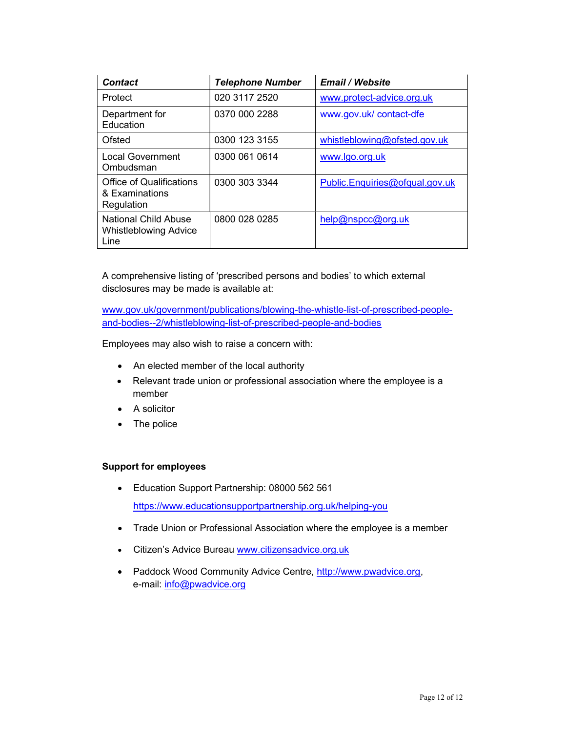| *Contact* | *Telephone Number* | *Email / Website* |
|---|---|---|
| Protect | 020 3117 2520 | www.protect-advice.org.uk |
| Department for Education | 0370 000 2288 | www.gov.uk/ contact-dfe |
| Ofsted | 0300 123 3155 | whistleblowing@ofsted.gov.uk |
| Local Government Ombudsman | 0300 061 0614 | www.lgo.org.uk |
| Office of Qualifications & Examinations Regulation | 0300 303 3344 | Public.Enquiries@ofqual.gov.uk |
| National Child Abuse Whistleblowing Advice Line | 0800 028 0285 | help@nspcc@org.uk |

A comprehensive listing of 'prescribed persons and bodies' to which external disclosures may be made is available at:

www.gov.uk/government/publications/blowing-the-whistle-list-of-prescribed-people-and-bodies--2/whistleblowing-list-of-prescribed-people-and-bodies

Employees may also wish to raise a concern with:

- An elected member of the local authority
- Relevant trade union or professional association where the employee is a member
- A solicitor
- The police

**Support for employees**

- Education Support Partnership: 08000 562 561
  https://www.educationsupportpartnership.org.uk/helping-you
- Trade Union or Professional Association where the employee is a member
- Citizen's Advice Bureau www.citizensadvice.org.uk
- Paddock Wood Community Advice Centre, http://www.pwadvice.org, e-mail: info@pwadvice.org